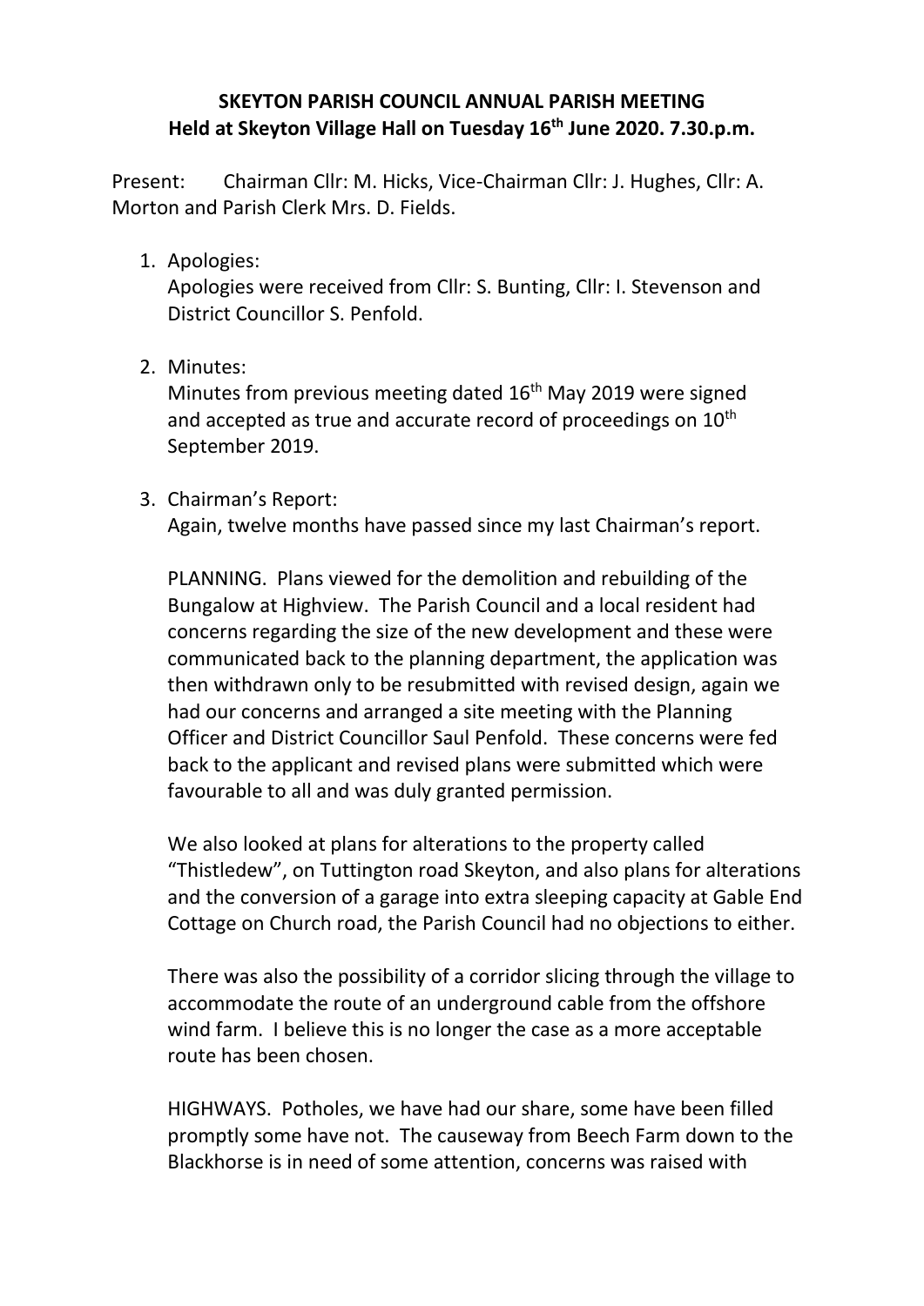**SKEYTON PARISH COUNCIL ANNUAL PARISH MEETING**
**Held at Skeyton Village Hall on Tuesday 16th June 2020. 7.30.p.m.**

Present: Chairman Cllr: M. Hicks, Vice-Chairman Cllr: J. Hughes, Cllr: A. Morton and Parish Clerk Mrs. D. Fields.

1. Apologies:
   Apologies were received from Cllr: S. Bunting, Cllr: I. Stevenson and District Councillor S. Penfold.

2. Minutes:
   Minutes from previous meeting dated 16th May 2019 were signed and accepted as true and accurate record of proceedings on 10th September 2019.

3. Chairman's Report:
   Again, twelve months have passed since my last Chairman's report.

   PLANNING. Plans viewed for the demolition and rebuilding of the Bungalow at Highview. The Parish Council and a local resident had concerns regarding the size of the new development and these were communicated back to the planning department, the application was then withdrawn only to be resubmitted with revised design, again we had our concerns and arranged a site meeting with the Planning Officer and District Councillor Saul Penfold. These concerns were fed back to the applicant and revised plans were submitted which were favourable to all and was duly granted permission.

   We also looked at plans for alterations to the property called "Thistledew", on Tuttington road Skeyton, and also plans for alterations and the conversion of a garage into extra sleeping capacity at Gable End Cottage on Church road, the Parish Council had no objections to either.

   There was also the possibility of a corridor slicing through the village to accommodate the route of an underground cable from the offshore wind farm. I believe this is no longer the case as a more acceptable route has been chosen.

   HIGHWAYS. Potholes, we have had our share, some have been filled promptly some have not. The causeway from Beech Farm down to the Blackhorse is in need of some attention, concerns was raised with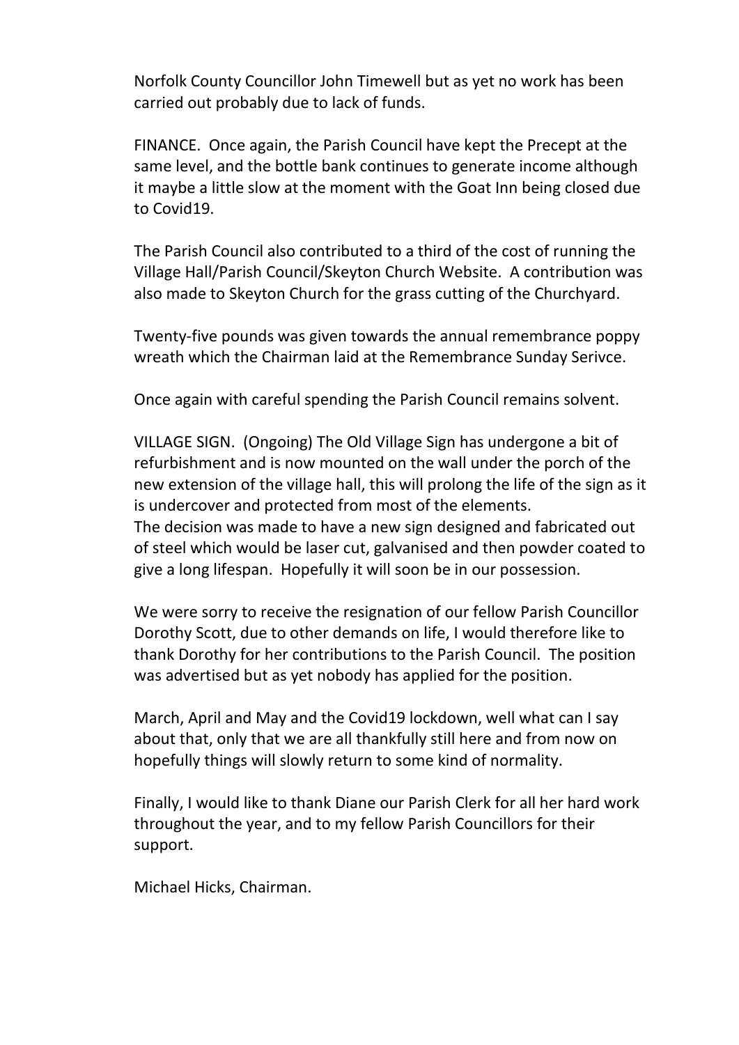Norfolk County Councillor John Timewell but as yet no work has been carried out probably due to lack of funds.

FINANCE. Once again, the Parish Council have kept the Precept at the same level, and the bottle bank continues to generate income although it maybe a little slow at the moment with the Goat Inn being closed due to Covid19.

The Parish Council also contributed to a third of the cost of running the Village Hall/Parish Council/Skeyton Church Website. A contribution was also made to Skeyton Church for the grass cutting of the Churchyard.

Twenty-five pounds was given towards the annual remembrance poppy wreath which the Chairman laid at the Remembrance Sunday Serivce.

Once again with careful spending the Parish Council remains solvent.

VILLAGE SIGN. (Ongoing) The Old Village Sign has undergone a bit of refurbishment and is now mounted on the wall under the porch of the new extension of the village hall, this will prolong the life of the sign as it is undercover and protected from most of the elements.
The decision was made to have a new sign designed and fabricated out of steel which would be laser cut, galvanised and then powder coated to give a long lifespan. Hopefully it will soon be in our possession.

We were sorry to receive the resignation of our fellow Parish Councillor Dorothy Scott, due to other demands on life, I would therefore like to thank Dorothy for her contributions to the Parish Council. The position was advertised but as yet nobody has applied for the position.

March, April and May and the Covid19 lockdown, well what can I say about that, only that we are all thankfully still here and from now on hopefully things will slowly return to some kind of normality.

Finally, I would like to thank Diane our Parish Clerk for all her hard work throughout the year, and to my fellow Parish Councillors for their support.

Michael Hicks, Chairman.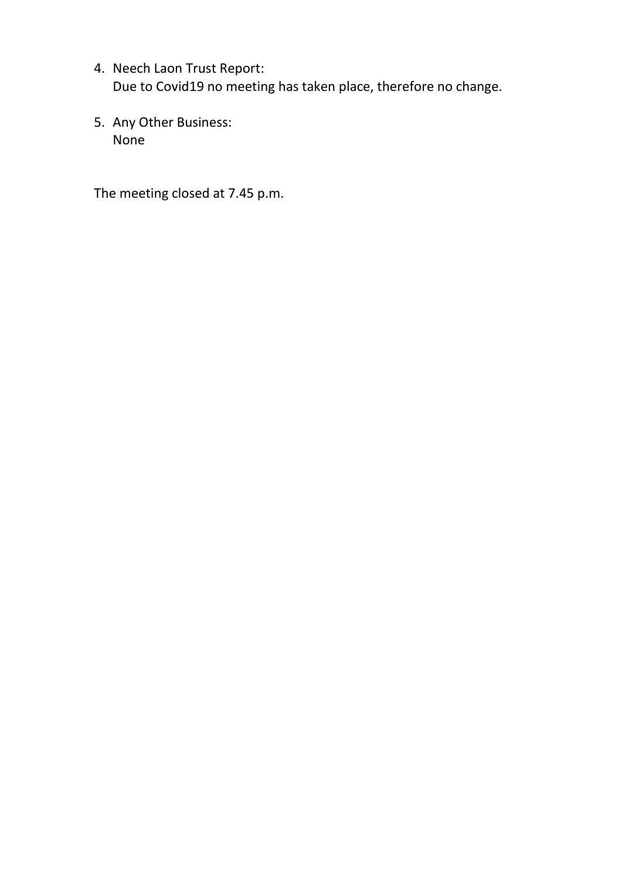4. Neech Laon Trust Report:
   Due to Covid19 no meeting has taken place, therefore no change.

5. Any Other Business:
   None

The meeting closed at 7.45 p.m.